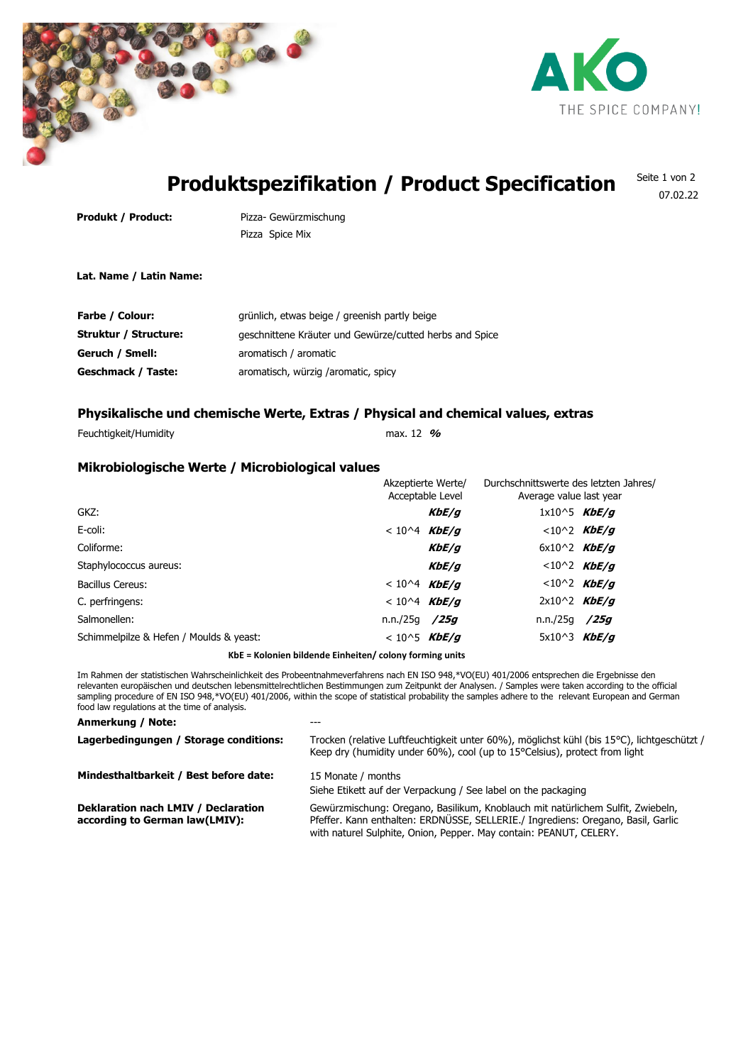AKO THE SPICE COMPANY!

# Produktspezifikation / Product Specification

07.02.22

**Produkt / Product:** Pizza- Gewürzmischung
Pizza Spice Mix

**Lat. Name / Latin Name:**

| | |
|---|---|
| **Farbe / Colour:** | grünlich, etwas beige / greenish partly beige |
| **Struktur / Structure:** | geschnittene Kräuter und Gewürze/cutted herbs and Spice |
| **Geruch / Smell:** | aromatisch / aromatic |
| **Geschmack / Taste:** | aromatisch, würzig /aromatic, spicy |

## Physikalische und chemische Werte, Extras / Physical and chemical values, extras

| | |
|---|---|
| Feuchtigkeit/Humidity | max. 12 ***%*** |

## Mikrobiologische Werte / Microbiological values

| | Akzeptierte Werte/ Acceptable Level | Durchschnittswerte des letzten Jahres/ Average value last year |
|---|---|---|
| GKZ: | ***KbE/g*** | 1x10^5 ***KbE/g*** |
| E-coli: | < 10^4 ***KbE/g*** | <10^2 ***KbE/g*** |
| Coliforme: | ***KbE/g*** | 6x10^2 ***KbE/g*** |
| Staphylococcus aureus: | ***KbE/g*** | <10^2 ***KbE/g*** |
| Bacillus Cereus: | < 10^4 ***KbE/g*** | <10^2 ***KbE/g*** |
| C. perfringens: | < 10^4 ***KbE/g*** | 2x10^2 ***KbE/g*** |
| Salmonellen: | n.n./25g ***/25g*** | n.n./25g ***/25g*** |
| Schimmelpilze & Hefen / Moulds & yeast: | < 10^5 ***KbE/g*** | 5x10^3 ***KbE/g*** |

**KbE = Kolonien bildende Einheiten/ colony forming units**

Im Rahmen der statistischen Wahrscheinlichkeit des Probeentnahmeverfahrens nach EN ISO 948,*VO(EU) 401/2006 entsprechen die Ergebnisse den relevanten europäischen und deutschen lebensmittelrechtlichen Bestimmungen zum Zeitpunkt der Analysen. / Samples were taken according to the official sampling procedure of EN ISO 948,*VO(EU) 401/2006, within the scope of statistical probability the samples adhere to the relevant European and German food law regulations at the time of analysis.

| | |
|---|---|
| **Anmerkung / Note:** | --- |
| **Lagerbedingungen / Storage conditions:** | Trocken (relative Luftfeuchtigkeit unter 60%), möglichst kühl (bis 15°C), lichtgeschützt / Keep dry (humidity under 60%), cool (up to 15°Celsius), protect from light |
| **Mindesthaltbarkeit / Best before date:** | 15 Monate / months<br>Siehe Etikett auf der Verpackung / See label on the packaging |
| **Deklaration nach LMIV / Declaration according to German law(LMIV):** | Gewürzmischung: Oregano, Basilikum, Knoblauch mit natürlichem Sulfit, Zwiebeln, Pfeffer. Kann enthalten: ERDNÜSSE, SELLERIE./ Ingrediens: Oregano, Basil, Garlic with naturel Sulphite, Onion, Pepper. May contain: PEANUT, CELERY. |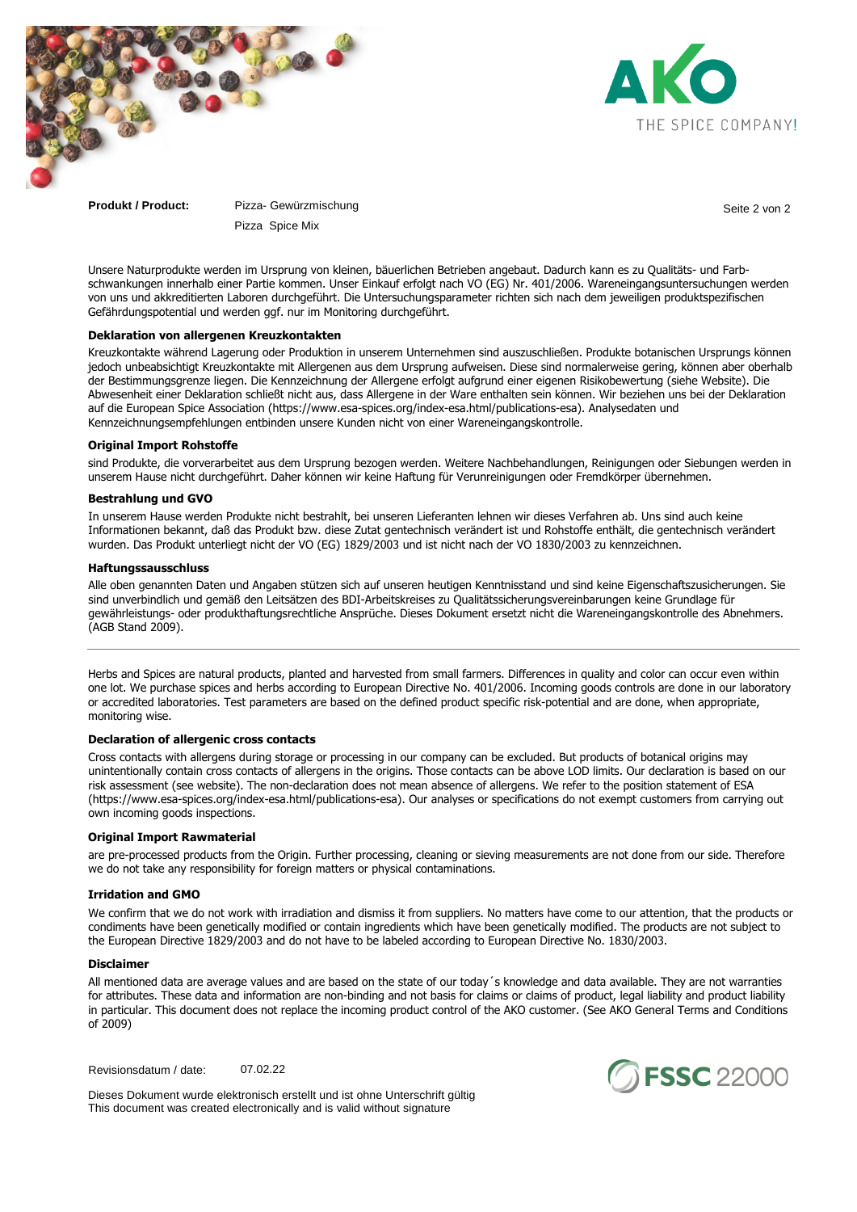**Produkt / Product:** Pizza- Gewürzmischung

Pizza Spice Mix

Unsere Naturprodukte werden im Ursprung von kleinen, bäuerlichen Betrieben angebaut. Dadurch kann es zu Qualitäts- und Farbschwankungen innerhalb einer Partie kommen. Unser Einkauf erfolgt nach VO (EG) Nr. 401/2006. Wareneingangsuntersuchungen werden von uns und akkreditierten Laboren durchgeführt. Die Untersuchungsparameter richten sich nach dem jeweiligen produktspezifischen Gefährdungspotential und werden ggf. nur im Monitoring durchgeführt.

**Deklaration von allergenen Kreuzkontakten**

Kreuzkontakte während Lagerung oder Produktion in unserem Unternehmen sind auszuschließen. Produkte botanischen Ursprungs können jedoch unbeabsichtigt Kreuzkontakte mit Allergenen aus dem Ursprung aufweisen. Diese sind normalerweise gering, können aber oberhalb der Bestimmungsgrenze liegen. Die Kennzeichnung der Allergene erfolgt aufgrund einer eigenen Risikobewertung (siehe Website). Die Abwesenheit einer Deklaration schließt nicht aus, dass Allergene in der Ware enthalten sein können. Wir beziehen uns bei der Deklaration auf die European Spice Association (https://www.esa-spices.org/index-esa.html/publications-esa). Analysedaten und Kennzeichnungsempfehlungen entbinden unsere Kunden nicht von einer Wareneingangskontrolle.

**Original Import Rohstoffe**

sind Produkte, die vorverarbeitet aus dem Ursprung bezogen werden. Weitere Nachbehandlungen, Reinigungen oder Siebungen werden in unserem Hause nicht durchgeführt. Daher können wir keine Haftung für Verunreinigungen oder Fremdkörper übernehmen.

**Bestrahlung und GVO**

In unserem Hause werden Produkte nicht bestrahlt, bei unseren Lieferanten lehnen wir dieses Verfahren ab. Uns sind auch keine Informationen bekannt, daß das Produkt bzw. diese Zutat gentechnisch verändert ist und Rohstoffe enthält, die gentechnisch verändert wurden. Das Produkt unterliegt nicht der VO (EG) 1829/2003 und ist nicht nach der VO 1830/2003 zu kennzeichnen.

**Haftungssausschluss**

Alle oben genannten Daten und Angaben stützen sich auf unseren heutigen Kenntnisstand und sind keine Eigenschaftszusicherungen. Sie sind unverbindlich und gemäß den Leitsätzen des BDI-Arbeitskreises zu Qualitätssicherungsvereinbarungen keine Grundlage für gewährleistungs- oder produkthaftungsrechtliche Ansprüche. Dieses Dokument ersetzt nicht die Wareneingangskontrolle des Abnehmers. (AGB Stand 2009).

---

Herbs and Spices are natural products, planted and harvested from small farmers. Differences in quality and color can occur even within one lot. We purchase spices and herbs according to European Directive No. 401/2006. Incoming goods controls are done in our laboratory or accredited laboratories. Test parameters are based on the defined product specific risk-potential and are done, when appropriate, monitoring wise.

**Declaration of allergenic cross contacts**

Cross contacts with allergens during storage or processing in our company can be excluded. But products of botanical origins may unintentionally contain cross contacts of allergens in the origins. Those contacts can be above LOD limits. Our declaration is based on our risk assessment (see website). The non-declaration does not mean absence of allergens. We refer to the position statement of ESA (https://www.esa-spices.org/index-esa.html/publications-esa). Our analyses or specifications do not exempt customers from carrying out own incoming goods inspections.

**Original Import Rawmaterial**

are pre-processed products from the Origin. Further processing, cleaning or sieving measurements are not done from our side. Therefore we do not take any responsibility for foreign matters or physical contaminations.

**Irridation and GMO**

We confirm that we do not work with irradiation and dismiss it from suppliers. No matters have come to our attention, that the products or condiments have been genetically modified or contain ingredients which have been genetically modified. The products are not subject to the European Directive 1829/2003 and do not have to be labeled according to European Directive No. 1830/2003.

**Disclaimer**

All mentioned data are average values and are based on the state of our today´s knowledge and data available. They are not warranties for attributes. These data and information are non-binding and not basis for claims or claims of product, legal liability and product liability in particular. This document does not replace the incoming product control of the AKO customer. (See AKO General Terms and Conditions of 2009)

Revisionsdatum / date: 07.02.22

Dieses Dokument wurde elektronisch erstellt und ist ohne Unterschrift gültig
This document was created electronically and is valid without signature